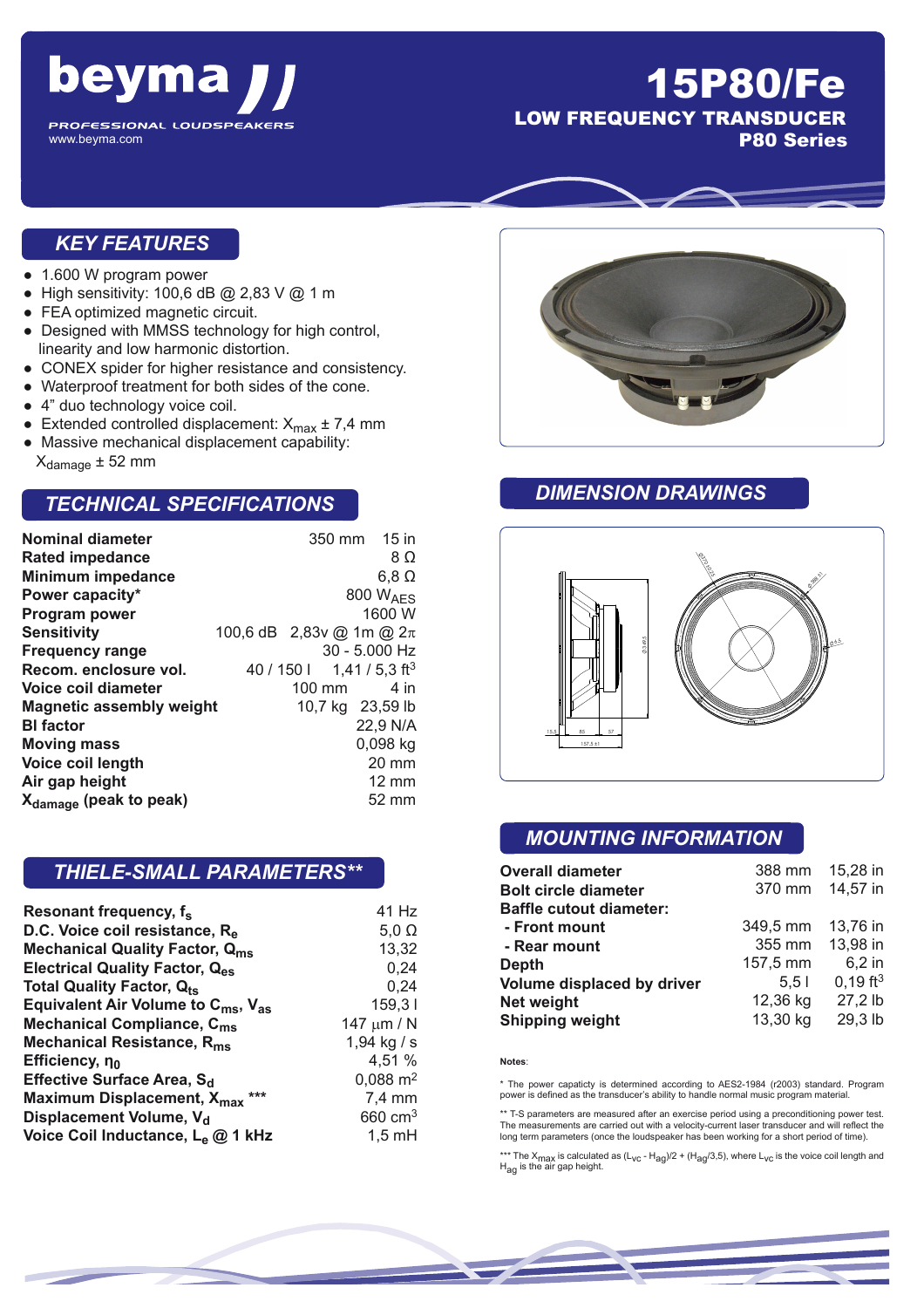# beyma

PROFESSIONAL LOUDSPEAKERS

www.beyma.com

# 15P80/Fe

**LOW FREQUENCY TRANSDUCER**

**P80 Series**

## KEY FEATURES

- 1.600 W program power
- High sensitivity: 100,6 dB @ 2,83 V @ 1 m
- FEA optimized magnetic circuit.
- Designed with MMSS technology for high control, linearity and low harmonic distortion.
- CONEX spider for higher resistance and consistency.
- Waterproof treatment for both sides of the cone.
- 4" duo technology voice coil.
- Extended controlled displacement: $X_{max}$ ± 7,4 mm
- Massive mechanical displacement capability: $X_{damage}$ ± 52 mm

## TECHNICAL SPECIFICATIONS

| | | |
|---|---|---|
| **Nominal diameter** | 350 mm | 15 in |
| **Rated impedance** | | 8 Ω |
| **Minimum impedance** | | 6,8 Ω |
| **Power capacity*** | | 800 $W_{AES}$ |
| **Program power** | | 1600 W |
| **Sensitivity** | 100,6 dB | 2,83v @ 1m @ 2π |
| **Frequency range** | | 30 - 5.000 Hz |
| **Recom. enclosure vol.** | 40 / 150 l | 1,41 / 5,3 $ft^3$ |
| **Voice coil diameter** | 100 mm | 4 in |
| **Magnetic assembly weight** | 10,7 kg | 23,59 lb |
| **Bl factor** | | 22,9 N/A |
| **Moving mass** | | 0,098 kg |
| **Voice coil length** | | 20 mm |
| **Air gap height** | | 12 mm |
| **$X_{damage}$ (peak to peak)** | | 52 mm |

## THIELE-SMALL PARAMETERS**

| | |
|---|---|
| **Resonant frequency, $f_s$** | 41 Hz |
| **D.C. Voice coil resistance, $R_e$** | 5,0 Ω |
| **Mechanical Quality Factor, $Q_{ms}$** | 13,32 |
| **Electrical Quality Factor, $Q_{es}$** | 0,24 |
| **Total Quality Factor, $Q_{ts}$** | 0,24 |
| **Equivalent Air Volume to $C_{ms}$, $V_{as}$** | 159,3 l |
| **Mechanical Compliance, $C_{ms}$** | 147 μm / N |
| **Mechanical Resistance, $R_{ms}$** | 1,94 kg / s |
| **Efficiency, $\eta_0$** | 4,51 % |
| **Effective Surface Area, $S_d$** | 0,088 $m^2$ |
| **Maximum Displacement, $X_{max}$ *** ** | 7,4 mm |
| **Displacement Volume, $V_d$** | 660 $cm^3$ |
| **Voice Coil Inductance, $L_e$ @ 1 kHz** | 1,5 mH |

## DIMENSION DRAWINGS

## MOUNTING INFORMATION

| | | |
|---|---|---|
| **Overall diameter** | 388 mm | 15,28 in |
| **Bolt circle diameter** | 370 mm | 14,57 in |
| **Baffle cutout diameter:** | | |
| **- Front mount** | 349,5 mm | 13,76 in |
| **- Rear mount** | 355 mm | 13,98 in |
| **Depth** | 157,5 mm | 6,2 in |
| **Volume displaced by driver** | 5,5 l | 0,19 $ft^3$ |
| **Net weight** | 12,36 kg | 27,2 lb |
| **Shipping weight** | 13,30 kg | 29,3 lb |

**Notes**:

* The power capaticty is determined according to AES2-1984 (r2003) standard. Program power is defined as the transducer's ability to handle normal music program material.

** T-S parameters are measured after an exercise period using a preconditioning power test. The measurements are carried out with a velocity-current laser transducer and will reflect the long term parameters (once the loudspeaker has been working for a short period of time).

*** The $X_{max}$ is calculated as $(L_{VC} - H_{ag})/2 + (H_{ag}/3,5)$, where $L_{VC}$ is the voice coil length and $H_{ag}$ is the air gap height.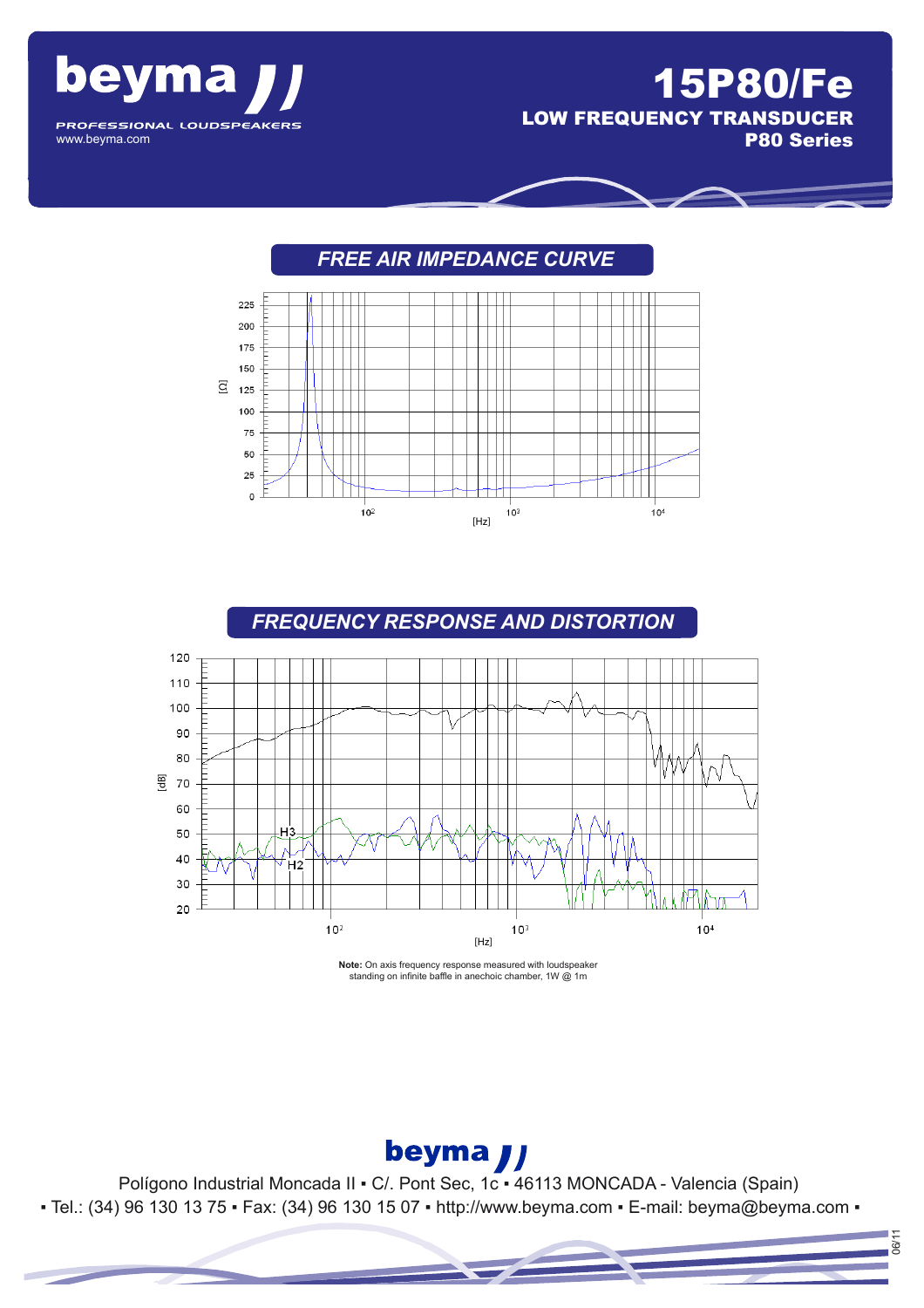beyma

PROFESSIONAL LOUDSPEAKERS

www.beyma.com

# 15P80/Fe

## LOW FREQUENCY TRANSDUCER

## P80 Series

### FREE AIR IMPEDANCE CURVE

[Ω]

225
200
175
150
125
100
75
50
25
0

$10^2$
$10^3$
$10^4$

[Hz]

### FREQUENCY RESPONSE AND DISTORTION

[dB]

120
110
100
90
80
70
60
50
40
30
20

H3
H2

$10^2$
$10^3$
$10^4$

[Hz]

**Note:** On axis frequency response measured with loudspeaker standing on infinite baffle in anechoic chamber, 1W @ 1m

beyma

Polígono Industrial Moncada II ▪ C/. Pont Sec, 1c ▪ 46113 MONCADA - Valencia (Spain)

▪ Tel.: (34) 96 130 13 75 ▪ Fax: (34) 96 130 15 07 ▪ http://www.beyma.com ▪ E-mail: beyma@beyma.com ▪

06/11